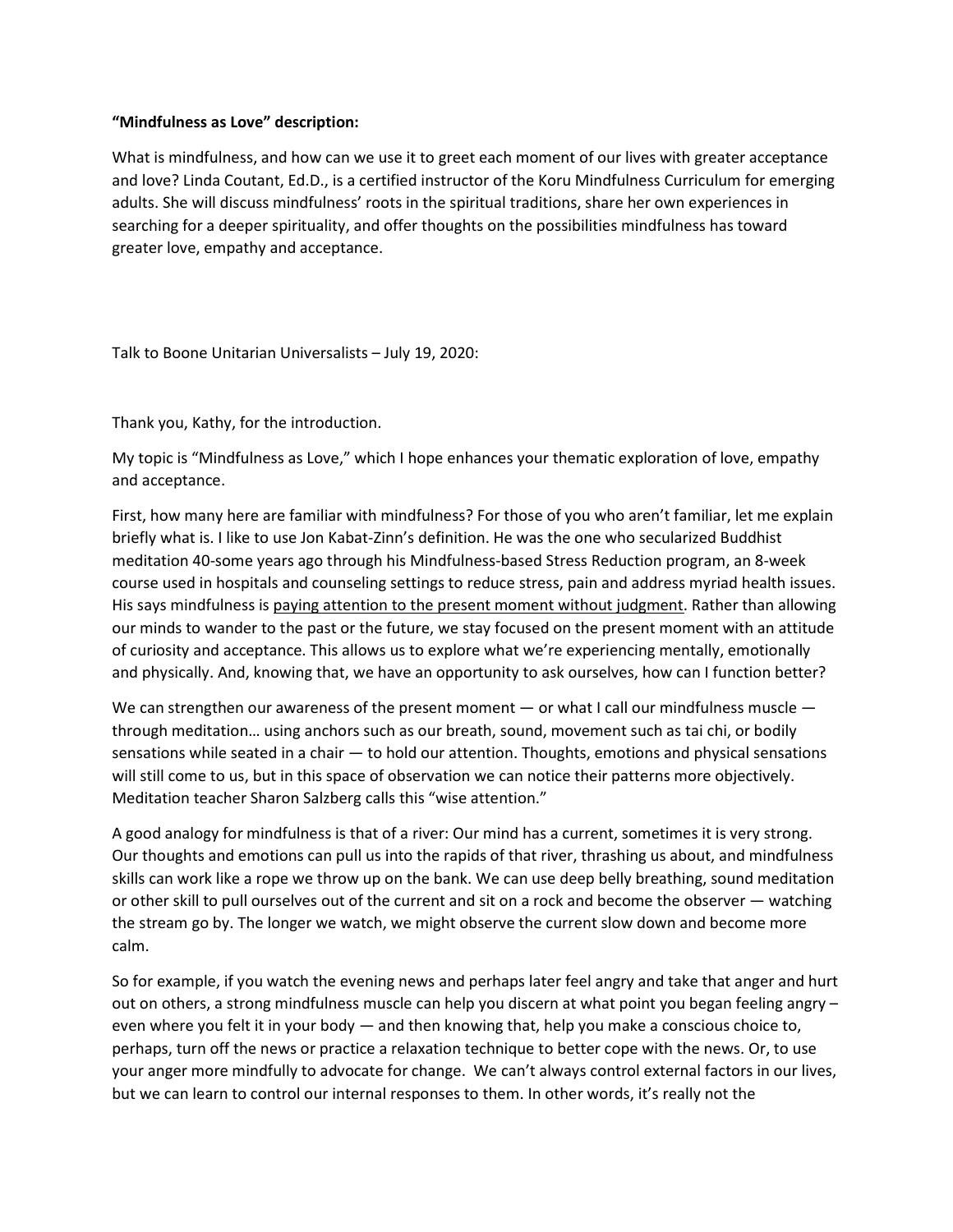**“Mindfulness as Love” description:**

What is mindfulness, and how can we use it to greet each moment of our lives with greater acceptance and love? Linda Coutant, Ed.D., is a certified instructor of the Koru Mindfulness Curriculum for emerging adults. She will discuss mindfulness’ roots in the spiritual traditions, share her own experiences in searching for a deeper spirituality, and offer thoughts on the possibilities mindfulness has toward greater love, empathy and acceptance.

Talk to Boone Unitarian Universalists – July 19, 2020:

Thank you, Kathy, for the introduction.

My topic is “Mindfulness as Love,” which I hope enhances your thematic exploration of love, empathy and acceptance.

First, how many here are familiar with mindfulness? For those of you who aren’t familiar, let me explain briefly what is. I like to use Jon Kabat-Zinn’s definition. He was the one who secularized Buddhist meditation 40-some years ago through his Mindfulness-based Stress Reduction program, an 8-week course used in hospitals and counseling settings to reduce stress, pain and address myriad health issues. His says mindfulness is <u>paying attention to the present moment without judgment</u>. Rather than allowing our minds to wander to the past or the future, we stay focused on the present moment with an attitude of curiosity and acceptance. This allows us to explore what we’re experiencing mentally, emotionally and physically. And, knowing that, we have an opportunity to ask ourselves, how can I function better?

We can strengthen our awareness of the present moment — or what I call our mindfulness muscle — through meditation… using anchors such as our breath, sound, movement such as tai chi, or bodily sensations while seated in a chair — to hold our attention. Thoughts, emotions and physical sensations will still come to us, but in this space of observation we can notice their patterns more objectively. Meditation teacher Sharon Salzberg calls this “wise attention.”

A good analogy for mindfulness is that of a river: Our mind has a current, sometimes it is very strong. Our thoughts and emotions can pull us into the rapids of that river, thrashing us about, and mindfulness skills can work like a rope we throw up on the bank. We can use deep belly breathing, sound meditation or other skill to pull ourselves out of the current and sit on a rock and become the observer — watching the stream go by. The longer we watch, we might observe the current slow down and become more calm.

So for example, if you watch the evening news and perhaps later feel angry and take that anger and hurt out on others, a strong mindfulness muscle can help you discern at what point you began feeling angry – even where you felt it in your body — and then knowing that, help you make a conscious choice to, perhaps, turn off the news or practice a relaxation technique to better cope with the news. Or, to use your anger more mindfully to advocate for change. We can’t always control external factors in our lives, but we can learn to control our internal responses to them. In other words, it’s really not the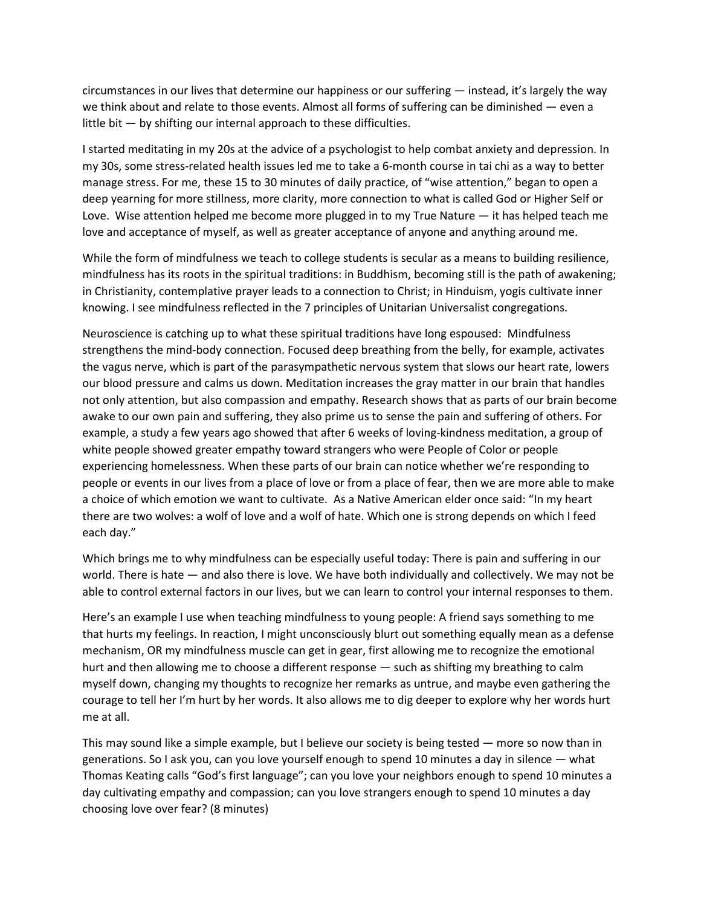circumstances in our lives that determine our happiness or our suffering — instead, it's largely the way we think about and relate to those events. Almost all forms of suffering can be diminished — even a little bit — by shifting our internal approach to these difficulties.

I started meditating in my 20s at the advice of a psychologist to help combat anxiety and depression. In my 30s, some stress-related health issues led me to take a 6-month course in tai chi as a way to better manage stress. For me, these 15 to 30 minutes of daily practice, of "wise attention," began to open a deep yearning for more stillness, more clarity, more connection to what is called God or Higher Self or Love. Wise attention helped me become more plugged in to my True Nature — it has helped teach me love and acceptance of myself, as well as greater acceptance of anyone and anything around me.

While the form of mindfulness we teach to college students is secular as a means to building resilience, mindfulness has its roots in the spiritual traditions: in Buddhism, becoming still is the path of awakening; in Christianity, contemplative prayer leads to a connection to Christ; in Hinduism, yogis cultivate inner knowing. I see mindfulness reflected in the 7 principles of Unitarian Universalist congregations.

Neuroscience is catching up to what these spiritual traditions have long espoused: Mindfulness strengthens the mind-body connection. Focused deep breathing from the belly, for example, activates the vagus nerve, which is part of the parasympathetic nervous system that slows our heart rate, lowers our blood pressure and calms us down. Meditation increases the gray matter in our brain that handles not only attention, but also compassion and empathy. Research shows that as parts of our brain become awake to our own pain and suffering, they also prime us to sense the pain and suffering of others. For example, a study a few years ago showed that after 6 weeks of loving-kindness meditation, a group of white people showed greater empathy toward strangers who were People of Color or people experiencing homelessness. When these parts of our brain can notice whether we're responding to people or events in our lives from a place of love or from a place of fear, then we are more able to make a choice of which emotion we want to cultivate. As a Native American elder once said: "In my heart there are two wolves: a wolf of love and a wolf of hate. Which one is strong depends on which I feed each day."

Which brings me to why mindfulness can be especially useful today: There is pain and suffering in our world. There is hate — and also there is love. We have both individually and collectively. We may not be able to control external factors in our lives, but we can learn to control your internal responses to them.

Here's an example I use when teaching mindfulness to young people: A friend says something to me that hurts my feelings. In reaction, I might unconsciously blurt out something equally mean as a defense mechanism, OR my mindfulness muscle can get in gear, first allowing me to recognize the emotional hurt and then allowing me to choose a different response — such as shifting my breathing to calm myself down, changing my thoughts to recognize her remarks as untrue, and maybe even gathering the courage to tell her I'm hurt by her words. It also allows me to dig deeper to explore why her words hurt me at all.

This may sound like a simple example, but I believe our society is being tested — more so now than in generations. So I ask you, can you love yourself enough to spend 10 minutes a day in silence — what Thomas Keating calls "God's first language"; can you love your neighbors enough to spend 10 minutes a day cultivating empathy and compassion; can you love strangers enough to spend 10 minutes a day choosing love over fear? (8 minutes)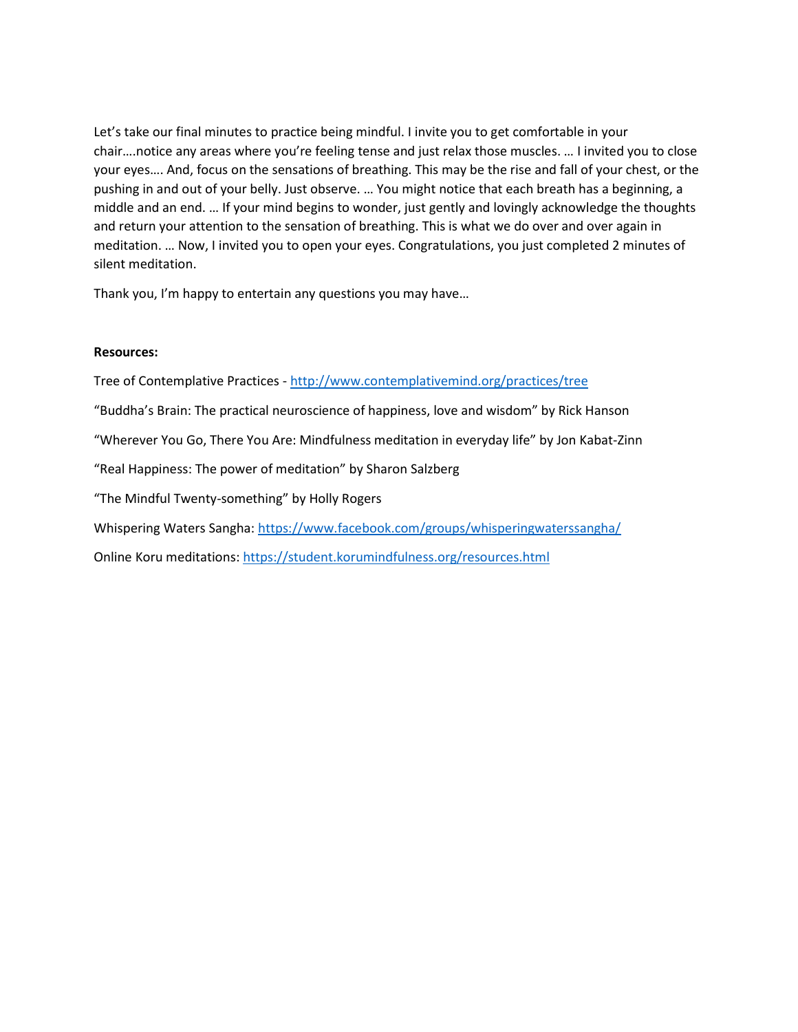Let's take our final minutes to practice being mindful. I invite you to get comfortable in your chair….notice any areas where you're feeling tense and just relax those muscles. … I invited you to close your eyes…. And, focus on the sensations of breathing. This may be the rise and fall of your chest, or the pushing in and out of your belly. Just observe. … You might notice that each breath has a beginning, a middle and an end. … If your mind begins to wonder, just gently and lovingly acknowledge the thoughts and return your attention to the sensation of breathing. This is what we do over and over again in meditation. … Now, I invited you to open your eyes. Congratulations, you just completed 2 minutes of silent meditation.

Thank you, I'm happy to entertain any questions you may have…

**Resources:**

Tree of Contemplative Practices - http://www.contemplativemind.org/practices/tree

"Buddha's Brain: The practical neuroscience of happiness, love and wisdom" by Rick Hanson

"Wherever You Go, There You Are: Mindfulness meditation in everyday life" by Jon Kabat-Zinn

"Real Happiness: The power of meditation" by Sharon Salzberg

"The Mindful Twenty-something" by Holly Rogers

Whispering Waters Sangha: https://www.facebook.com/groups/whisperingwaterssangha/

Online Koru meditations: https://student.korumindfulness.org/resources.html